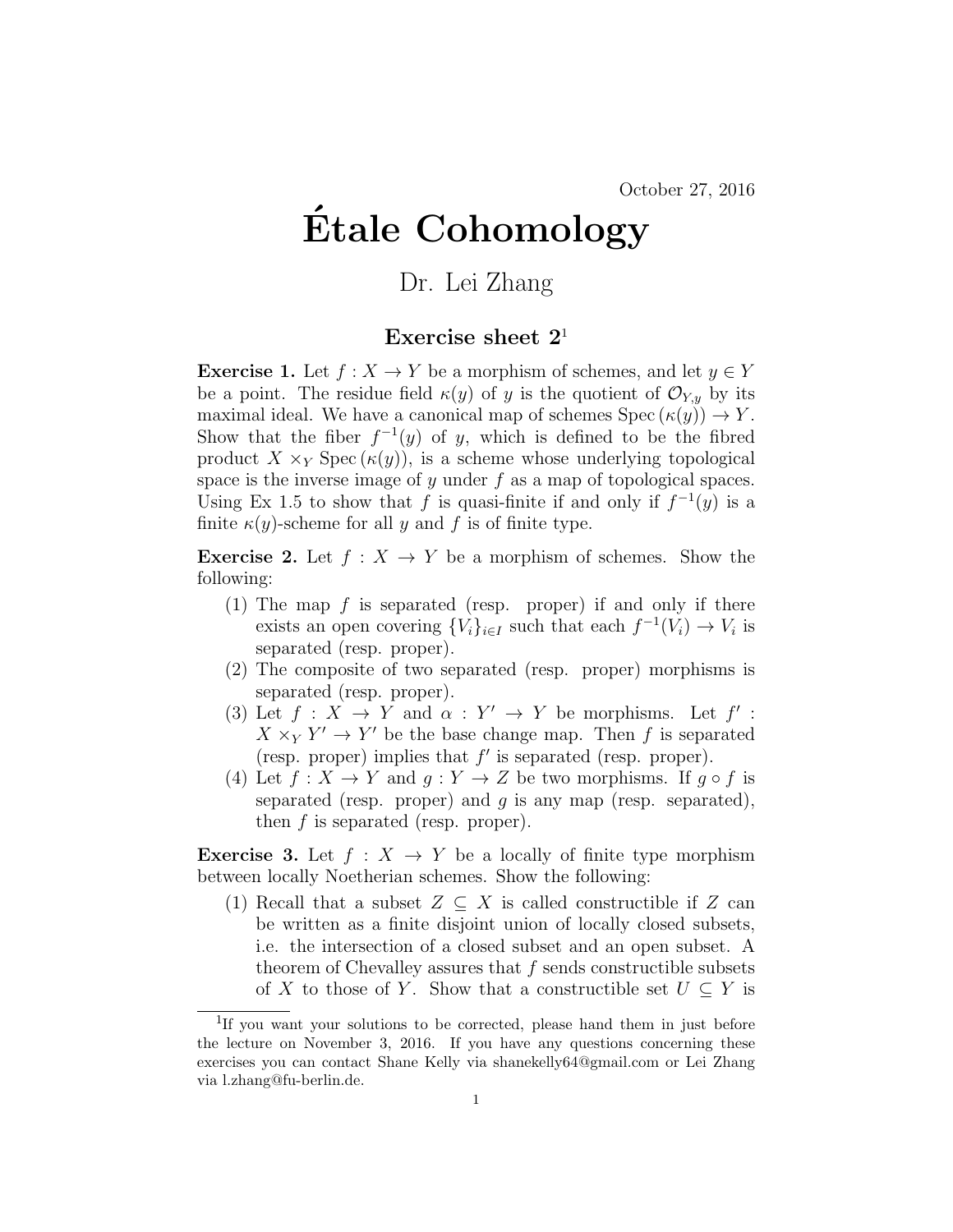October 27, 2016

# Étale Cohomology

Dr. Lei Zhang

## Exercise sheet 2[1]

**Exercise 1.** Let $f : X \to Y$ be a morphism of schemes, and let $y \in Y$ be a point. The residue field $\kappa(y)$ of $y$ is the quotient of $\mathcal{O}_{Y,y}$ by its maximal ideal. We have a canonical map of schemes $\mathrm{Spec}\,(\kappa(y)) \to Y$. Show that the fiber $f^{-1}(y)$ of $y$, which is defined to be the fibred product $X \times_Y \mathrm{Spec}\,(\kappa(y))$, is a scheme whose underlying topological space is the inverse image of $y$ under $f$ as a map of topological spaces. Using Ex 1.5 to show that $f$ is quasi-finite if and only if $f^{-1}(y)$ is a finite $\kappa(y)$-scheme for all $y$ and $f$ is of finite type.

**Exercise 2.** Let $f : X \to Y$ be a morphism of schemes. Show the following:

(1) The map $f$ is separated (resp. proper) if and only if there exists an open covering $\{V_i\}_{i \in I}$ such that each $f^{-1}(V_i) \to V_i$ is separated (resp. proper).

(2) The composite of two separated (resp. proper) morphisms is separated (resp. proper).

(3) Let $f : X \to Y$ and $\alpha : Y' \to Y$ be morphisms. Let $f' : X \times_Y Y' \to Y'$ be the base change map. Then $f$ is separated (resp. proper) implies that $f'$ is separated (resp. proper).

(4) Let $f : X \to Y$ and $g : Y \to Z$ be two morphisms. If $g \circ f$ is separated (resp. proper) and $g$ is any map (resp. separated), then $f$ is separated (resp. proper).

**Exercise 3.** Let $f : X \to Y$ be a locally of finite type morphism between locally Noetherian schemes. Show the following:

(1) Recall that a subset $Z \subseteq X$ is called constructible if $Z$ can be written as a finite disjoint union of locally closed subsets, i.e. the intersection of a closed subset and an open subset. A theorem of Chevalley assures that $f$ sends constructible subsets of $X$ to those of $Y$. Show that a constructible set $U \subseteq Y$ is

---

[1] If you want your solutions to be corrected, please hand them in just before the lecture on November 3, 2016. If you have any questions concerning these exercises you can contact Shane Kelly via shanekelly64@gmail.com or Lei Zhang via l.zhang@fu-berlin.de.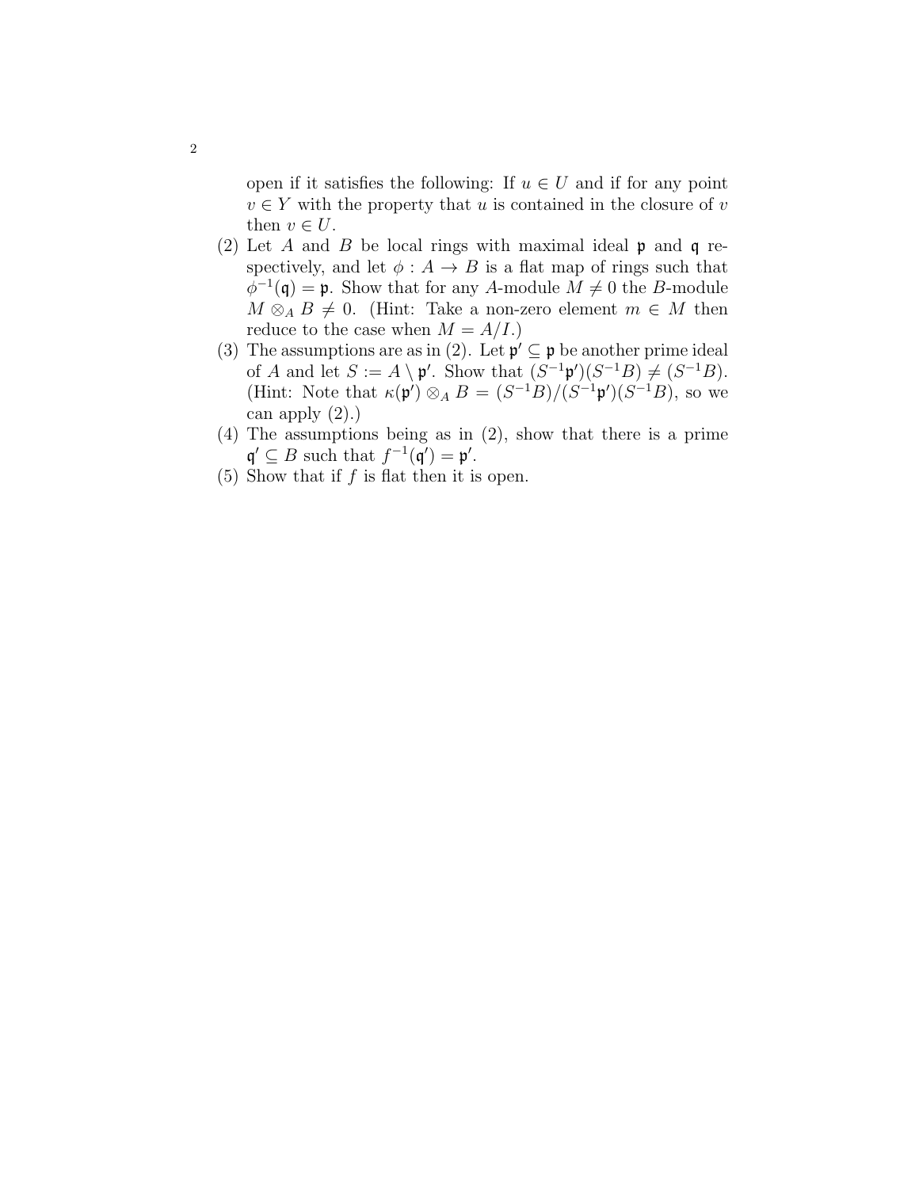open if it satisfies the following: If $u \in U$ and if for any point $v \in Y$ with the property that $u$ is contained in the closure of $v$ then $v \in U$.

(2) Let $A$ and $B$ be local rings with maximal ideal $\mathfrak{p}$ and $\mathfrak{q}$ respectively, and let $\phi : A \to B$ is a flat map of rings such that $\phi^{-1}(\mathfrak{q}) = \mathfrak{p}$. Show that for any $A$-module $M \neq 0$ the $B$-module $M \otimes_A B \neq 0$. (Hint: Take a non-zero element $m \in M$ then reduce to the case when $M = A/I$.)

(3) The assumptions are as in (2). Let $\mathfrak{p}' \subseteq \mathfrak{p}$ be another prime ideal of $A$ and let $S := A \setminus \mathfrak{p}'$. Show that $(S^{-1}\mathfrak{p}')(S^{-1}B) \neq (S^{-1}B)$. (Hint: Note that $\kappa(\mathfrak{p}') \otimes_A B = (S^{-1}B)/(S^{-1}\mathfrak{p}')(S^{-1}B)$, so we can apply (2).)

(4) The assumptions being as in (2), show that there is a prime $\mathfrak{q}' \subseteq B$ such that $f^{-1}(\mathfrak{q}') = \mathfrak{p}'$.

(5) Show that if $f$ is flat then it is open.